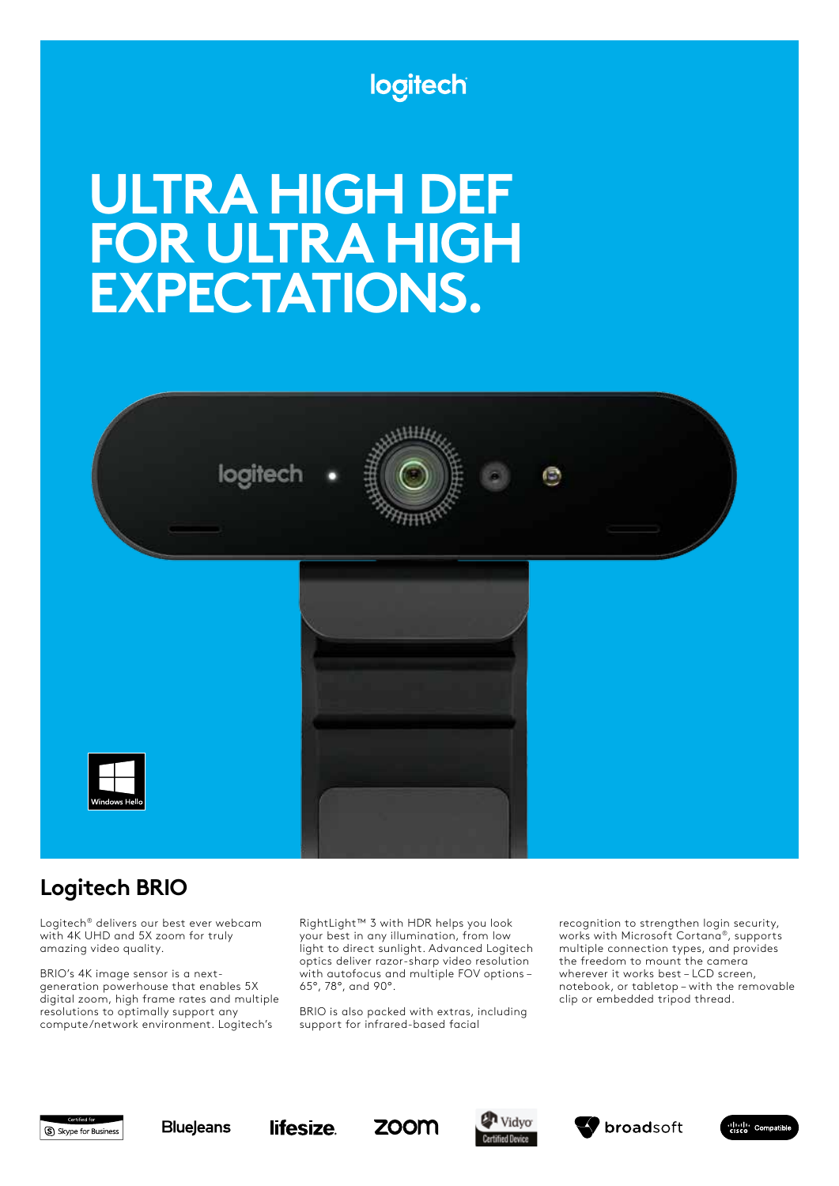logitech

# ULTRA HIGH DEF FOR ULTRA HIGH EXPECTATIONS.

Windows Hello

## Logitech BRIO

Logitech® delivers our best ever webcam with 4K UHD and 5X zoom for truly amazing video quality.

BRIO's 4K image sensor is a next-generation powerhouse that enables 5X digital zoom, high frame rates and multiple resolutions to optimally support any compute/network environment. Logitech's RightLight™ 3 with HDR helps you look your best in any illumination, from low light to direct sunlight. Advanced Logitech optics deliver razor-sharp video resolution with autofocus and multiple FOV options – 65°, 78°, and 90°.

BRIO is also packed with extras, including support for infrared-based facial recognition to strengthen login security, works with Microsoft Cortana®, supports multiple connection types, and provides the freedom to mount the camera wherever it works best – LCD screen, notebook, or tabletop – with the removable clip or embedded tripod thread.

Certified for Skype for Business | BlueJeans | lifesize | zoom | Vidyo Certified Device | broadsoft | Cisco Compatible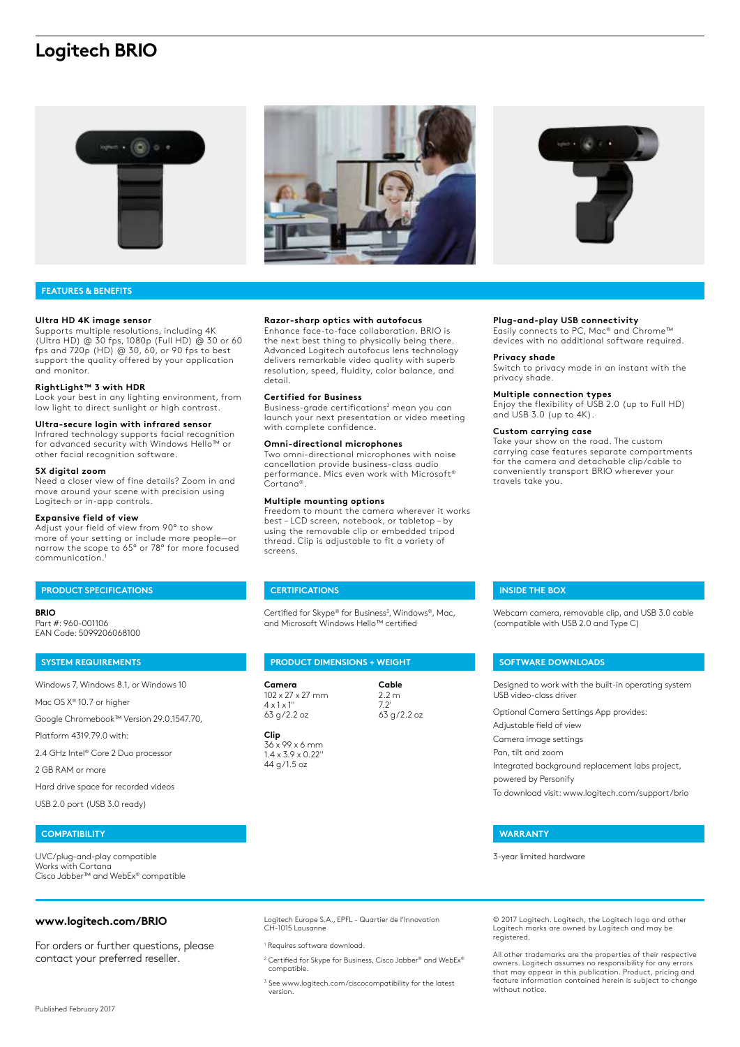# Logitech BRIO

## FEATURES & BENEFITS

**Ultra HD 4K image sensor**
Supports multiple resolutions, including 4K (Ultra HD) @ 30 fps, 1080p (Full HD) @ 30 or 60 fps and 720p (HD) @ 30, 60, or 90 fps to best support the quality offered by your application and monitor.

**RightLight™ 3 with HDR**
Look your best in any lighting environment, from low light to direct sunlight or high contrast.

**Ultra-secure login with infrared sensor**
Infrared technology supports facial recognition for advanced security with Windows Hello™ or other facial recognition software.

**5X digital zoom**
Need a closer view of fine details? Zoom in and move around your scene with precision using Logitech or in-app controls.

**Expansive field of view**
Adjust your field of view from 90° to show more of your setting or include more people—or narrow the scope to 65° or 78° for more focused communication.[1]

**Razor-sharp optics with autofocus**
Enhance face-to-face collaboration. BRIO is the next best thing to physically being there. Advanced Logitech autofocus lens technology delivers remarkable video quality with superb resolution, speed, fluidity, color balance, and detail.

**Certified for Business**
Business-grade certifications[2] mean you can launch your next presentation or video meeting with complete confidence.

**Omni-directional microphones**
Two omni-directional microphones with noise cancellation provide business-class audio performance. Mics even work with Microsoft® Cortana®.

**Multiple mounting options**
Freedom to mount the camera wherever it works best – LCD screen, notebook, or tabletop – by using the removable clip or embedded tripod thread. Clip is adjustable to fit a variety of screens.

**Plug-and-play USB connectivity**
Easily connects to PC, Mac® and Chrome™ devices with no additional software required.

**Privacy shade**
Switch to privacy mode in an instant with the privacy shade.

**Multiple connection types**
Enjoy the flexibility of USB 2.0 (up to Full HD) and USB 3.0 (up to 4K).

**Custom carrying case**
Take your show on the road. The custom carrying case features separate compartments for the camera and detachable clip/cable to conveniently transport BRIO wherever your travels take you.

## PRODUCT SPECIFICATIONS

**BRIO**
Part #: 960-001106
EAN Code: 5099206068100

## CERTIFICATIONS

Certified for Skype® for Business[3], Windows®, Mac, and Microsoft Windows Hello™ certified

## INSIDE THE BOX

Webcam camera, removable clip, and USB 3.0 cable (compatible with USB 2.0 and Type C)

## SYSTEM REQUIREMENTS

Windows 7, Windows 8.1, or Windows 10

Mac OS X® 10.7 or higher

Google Chromebook™ Version 29.0.1547.70,

Platform 4319.79.0 with:

2.4 GHz Intel® Core 2 Duo processor

2 GB RAM or more

Hard drive space for recorded videos

USB 2.0 port (USB 3.0 ready)

## PRODUCT DIMENSIONS + WEIGHT

**Camera**
102 x 27 x 27 mm
4 x 1 x 1"
63 g/2.2 oz

**Cable**
2.2 m
7.2'
63 g/2.2 oz

**Clip**
36 x 99 x 6 mm
1.4 x 3.9 x 0.22"
44 g/1.5 oz

## SOFTWARE DOWNLOADS

Designed to work with the built-in operating system USB video-class driver

Optional Camera Settings App provides:

Adjustable field of view

Camera image settings

Pan, tilt and zoom

Integrated background replacement labs project, powered by Personify

To download visit: www.logitech.com/support/brio

## COMPATIBILITY

UVC/plug-and-play compatible
Works with Cortana
Cisco Jabber™ and WebEx® compatible

## WARRANTY

3-year limited hardware

**www.logitech.com/BRIO**

For orders or further questions, please contact your preferred reseller.

Logitech Europe S.A., EPFL - Quartier de l'Innovation
CH-1015 Lausanne

[1] Requires software download.

[2] Certified for Skype for Business, Cisco Jabber® and WebEx® compatible.

[3] See www.logitech.com/ciscocompatibility for the latest version.

© 2017 Logitech. Logitech, the Logitech logo and other Logitech marks are owned by Logitech and may be registered.

All other trademarks are the properties of their respective owners. Logitech assumes no responsibility for any errors that may appear in this publication. Product, pricing and feature information contained herein is subject to change without notice.

Published February 2017